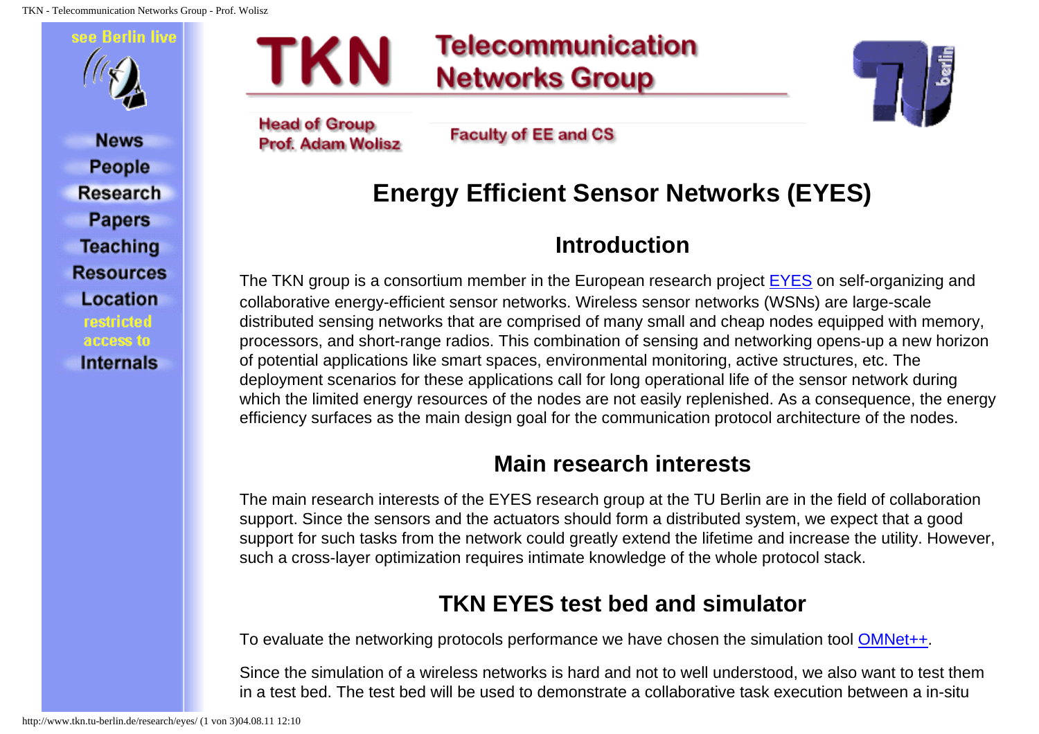TKN Telecommunication Networks Group

Head of Group
Prof. Adam Wolisz

Faculty of EE and CS

see Berlin live

- News
- People
- Research
- Papers
- Teaching
- Resources
- Location
- restricted access to Internals

# Energy Efficient Sensor Networks (EYES)

## Introduction

The TKN group is a consortium member in the European research project EYES on self-organizing and collaborative energy-efficient sensor networks. Wireless sensor networks (WSNs) are large-scale distributed sensing networks that are comprised of many small and cheap nodes equipped with memory, processors, and short-range radios. This combination of sensing and networking opens-up a new horizon of potential applications like smart spaces, environmental monitoring, active structures, etc. The deployment scenarios for these applications call for long operational life of the sensor network during which the limited energy resources of the nodes are not easily replenished. As a consequence, the energy efficiency surfaces as the main design goal for the communication protocol architecture of the nodes.

## Main research interests

The main research interests of the EYES research group at the TU Berlin are in the field of collaboration support. Since the sensors and the actuators should form a distributed system, we expect that a good support for such tasks from the network could greatly extend the lifetime and increase the utility. However, such a cross-layer optimization requires intimate knowledge of the whole protocol stack.

## TKN EYES test bed and simulator

To evaluate the networking protocols performance we have chosen the simulation tool OMNet++.

Since the simulation of a wireless networks is hard and not to well understood, we also want to test them in a test bed. The test bed will be used to demonstrate a collaborative task execution between a in-situ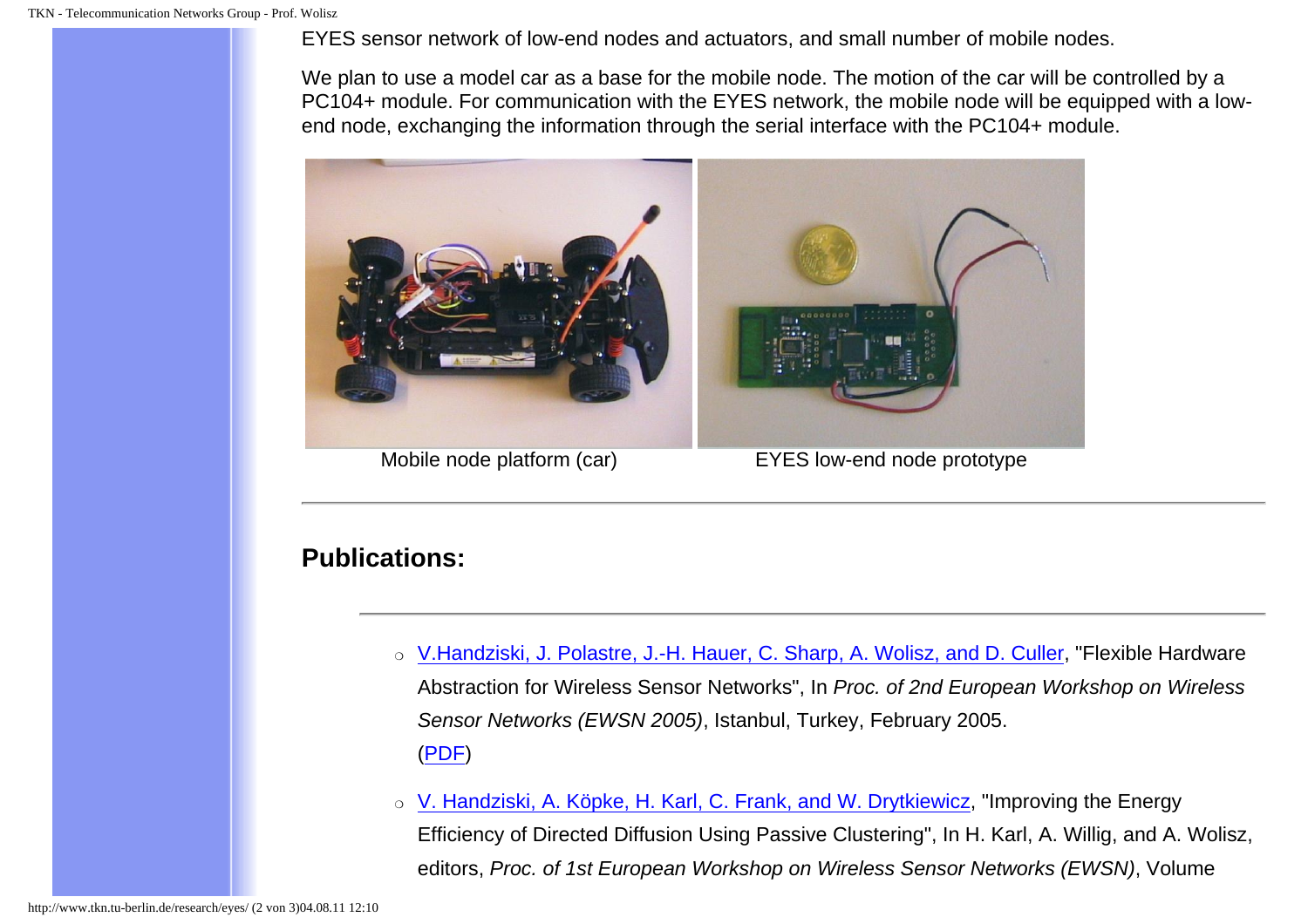EYES sensor network of low-end nodes and actuators, and small number of mobile nodes.

We plan to use a model car as a base for the mobile node. The motion of the car will be controlled by a PC104+ module. For communication with the EYES network, the mobile node will be equipped with a low-end node, exchanging the information through the serial interface with the PC104+ module.

Mobile node platform (car)

EYES low-end node prototype

---

## Publications:

---

- V.Handziski, J. Polastre, J.-H. Hauer, C. Sharp, A. Wolisz, and D. Culler, "Flexible Hardware Abstraction for Wireless Sensor Networks", In *Proc. of 2nd European Workshop on Wireless Sensor Networks (EWSN 2005)*, Istanbul, Turkey, February 2005.
  (PDF)
- V. Handziski, A. Köpke, H. Karl, C. Frank, and W. Drytkiewicz, "Improving the Energy Efficiency of Directed Diffusion Using Passive Clustering", In H. Karl, A. Willig, and A. Wolisz, editors, *Proc. of 1st European Workshop on Wireless Sensor Networks (EWSN)*, Volume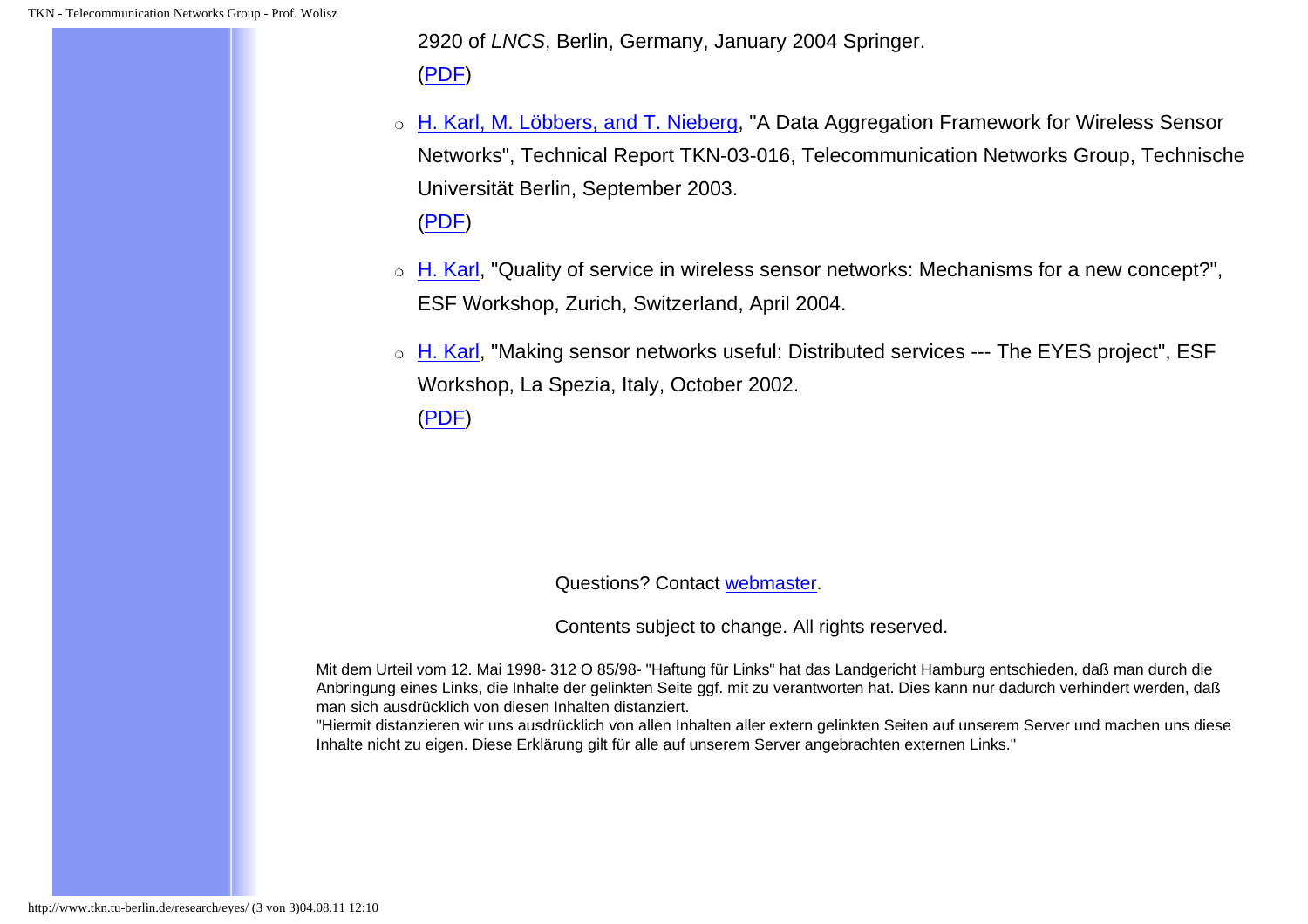2920 of *LNCS*, Berlin, Germany, January 2004 Springer.
(PDF)

- H. Karl, M. Löbbers, and T. Nieberg, "A Data Aggregation Framework for Wireless Sensor Networks", Technical Report TKN-03-016, Telecommunication Networks Group, Technische Universität Berlin, September 2003.
(PDF)
- H. Karl, "Quality of service in wireless sensor networks: Mechanisms for a new concept?", ESF Workshop, Zurich, Switzerland, April 2004.
- H. Karl, "Making sensor networks useful: Distributed services --- The EYES project", ESF Workshop, La Spezia, Italy, October 2002.
(PDF)

Questions? Contact webmaster.

Contents subject to change. All rights reserved.

Mit dem Urteil vom 12. Mai 1998- 312 O 85/98- "Haftung für Links" hat das Landgericht Hamburg entschieden, daß man durch die Anbringung eines Links, die Inhalte der gelinkten Seite ggf. mit zu verantworten hat. Dies kann nur dadurch verhindert werden, daß man sich ausdrücklich von diesen Inhalten distanziert.
"Hiermit distanzieren wir uns ausdrücklich von allen Inhalten aller extern gelinkten Seiten auf unserem Server und machen uns diese Inhalte nicht zu eigen. Diese Erklärung gilt für alle auf unserem Server angebrachten externen Links."